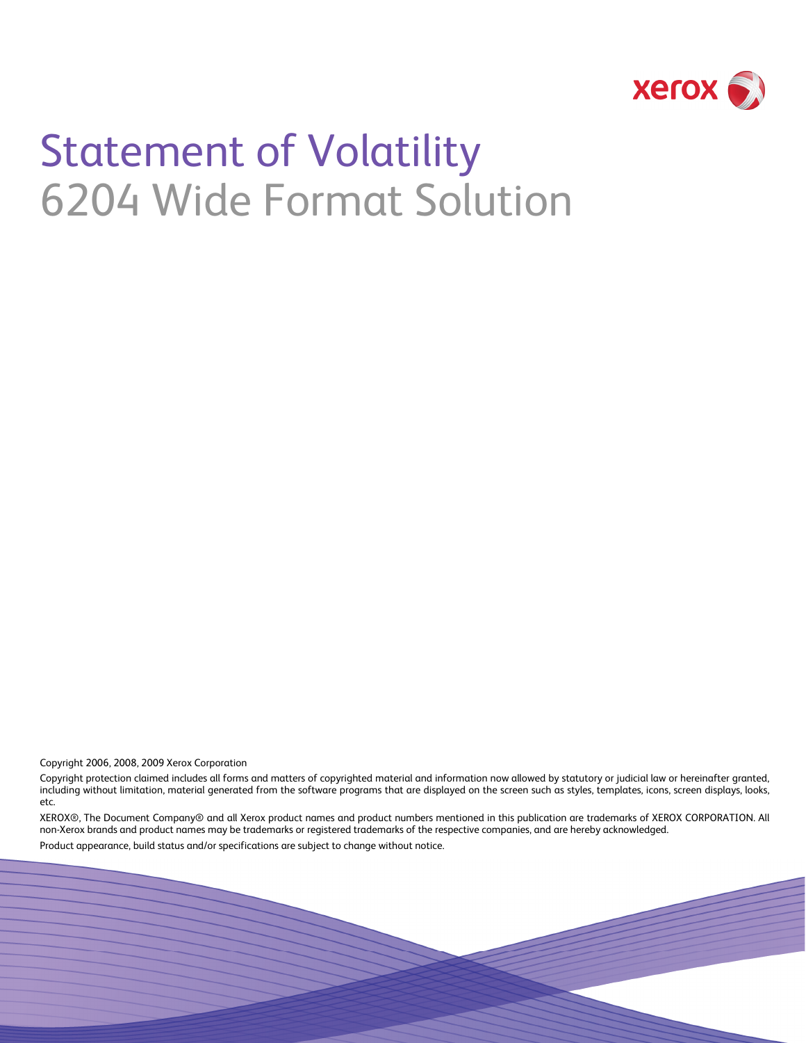# Statement of Volatility

## 6204 Wide Format Solution

Copyright 2006, 2008, 2009 Xerox Corporation

Copyright protection claimed includes all forms and matters of copyrighted material and information now allowed by statutory or judicial law or hereinafter granted, including without limitation, material generated from the software programs that are displayed on the screen such as styles, templates, icons, screen displays, looks, etc.

XEROX®, The Document Company® and all Xerox product names and product numbers mentioned in this publication are trademarks of XEROX CORPORATION. All non-Xerox brands and product names may be trademarks or registered trademarks of the respective companies, and are hereby acknowledged.

Product appearance, build status and/or specifications are subject to change without notice.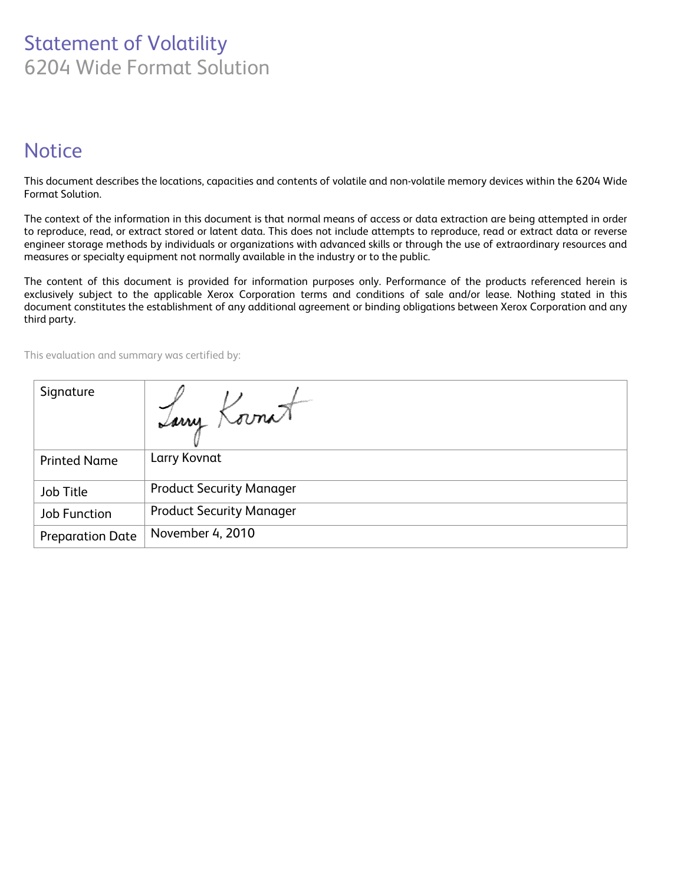# Statement of Volatility

6204 Wide Format Solution

## Notice

This document describes the locations, capacities and contents of volatile and non-volatile memory devices within the 6204 Wide Format Solution.

The context of the information in this document is that normal means of access or data extraction are being attempted in order to reproduce, read, or extract stored or latent data. This does not include attempts to reproduce, read or extract data or reverse engineer storage methods by individuals or organizations with advanced skills or through the use of extraordinary resources and measures or specialty equipment not normally available in the industry or to the public.

The content of this document is provided for information purposes only. Performance of the products referenced herein is exclusively subject to the applicable Xerox Corporation terms and conditions of sale and/or lease. Nothing stated in this document constitutes the establishment of any additional agreement or binding obligations between Xerox Corporation and any third party.

This evaluation and summary was certified by:

| Signature | Larry Kovnat |
|---|---|
| Printed Name | Larry Kovnat |
| Job Title | Product Security Manager |
| Job Function | Product Security Manager |
| Preparation Date | November 4, 2010 |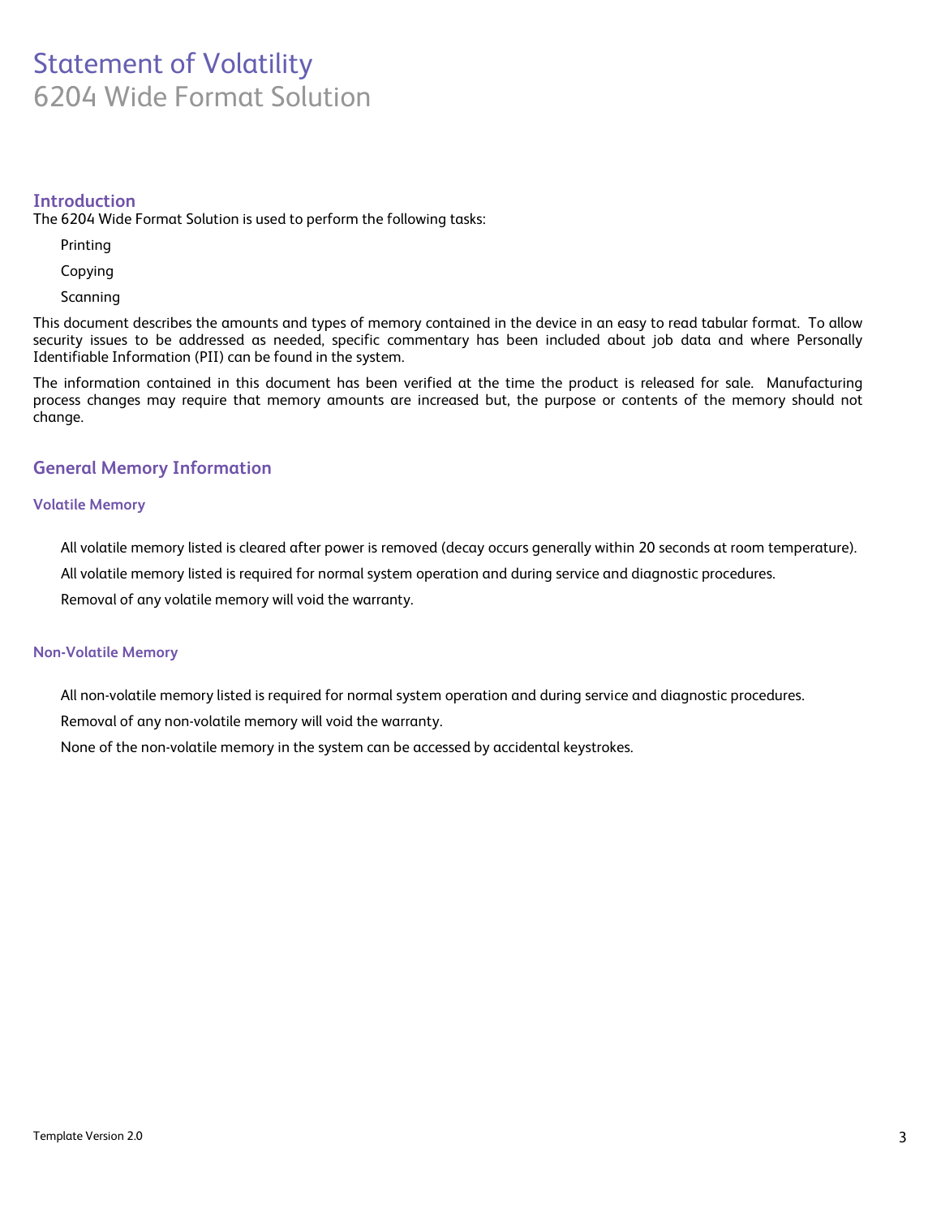# Statement of Volatility

6204 Wide Format Solution

## Introduction

The 6204 Wide Format Solution is used to perform the following tasks:

- Printing
- Copying
- Scanning

This document describes the amounts and types of memory contained in the device in an easy to read tabular format. To allow security issues to be addressed as needed, specific commentary has been included about job data and where Personally Identifiable Information (PII) can be found in the system.

The information contained in this document has been verified at the time the product is released for sale. Manufacturing process changes may require that memory amounts are increased but, the purpose or contents of the memory should not change.

## General Memory Information

### Volatile Memory

- All volatile memory listed is cleared after power is removed (decay occurs generally within 20 seconds at room temperature).
- All volatile memory listed is required for normal system operation and during service and diagnostic procedures.
- Removal of any volatile memory will void the warranty.

### Non-Volatile Memory

- All non-volatile memory listed is required for normal system operation and during service and diagnostic procedures.
- Removal of any non-volatile memory will void the warranty.
- None of the non-volatile memory in the system can be accessed by accidental keystrokes.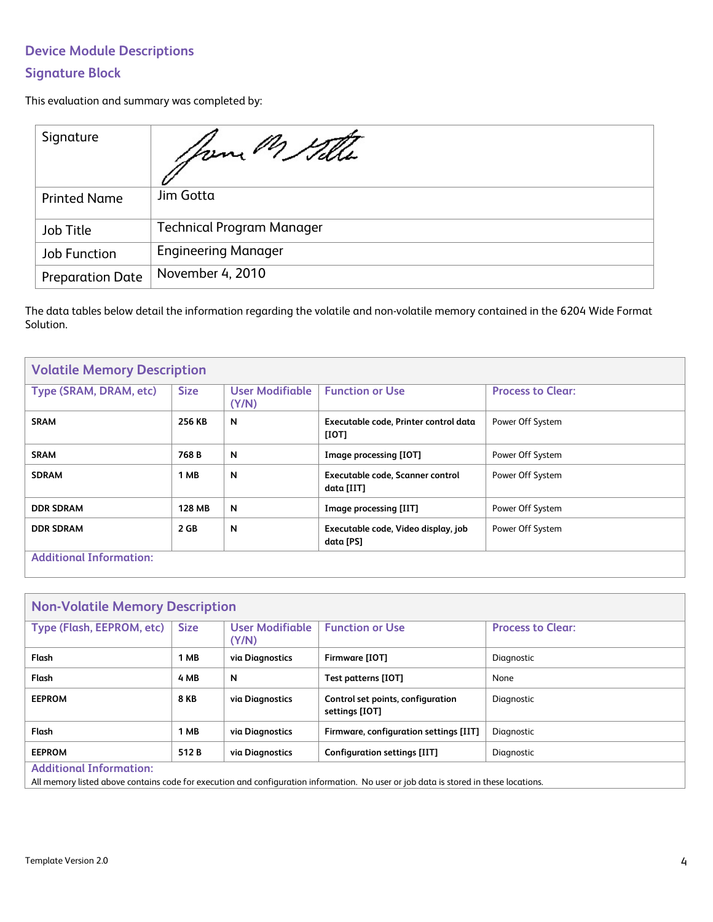## Device Module Descriptions

## Signature Block

This evaluation and summary was completed by:

| Signature | |
|---|---|
| Printed Name | Jim Gotta |
| Job Title | Technical Program Manager |
| Job Function | Engineering Manager |
| Preparation Date | November 4, 2010 |

The data tables below detail the information regarding the volatile and non-volatile memory contained in the 6204 Wide Format Solution.

### Volatile Memory Description

| Type (SRAM, DRAM, etc) | Size | User Modifiable (Y/N) | Function or Use | Process to Clear: |
|---|---|---|---|---|
| **SRAM** | **256 KB** | **N** | **Executable code, Printer control data [IOT]** | Power Off System |
| **SRAM** | **768 B** | **N** | **Image processing [IOT]** | Power Off System |
| **SDRAM** | **1 MB** | **N** | **Executable code, Scanner control data [IIT]** | Power Off System |
| **DDR SDRAM** | **128 MB** | **N** | **Image processing [IIT]** | Power Off System |
| **DDR SDRAM** | **2 GB** | **N** | **Executable code, Video display, job data [PS]** | Power Off System |

**Additional Information:**

### Non-Volatile Memory Description

| Type (Flash, EEPROM, etc) | Size | User Modifiable (Y/N) | Function or Use | Process to Clear: |
|---|---|---|---|---|
| **Flash** | **1 MB** | **via Diagnostics** | **Firmware [IOT]** | Diagnostic |
| **Flash** | **4 MB** | **N** | **Test patterns [IOT]** | None |
| **EEPROM** | **8 KB** | **via Diagnostics** | **Control set points, configuration settings [IOT]** | Diagnostic |
| **Flash** | **1 MB** | **via Diagnostics** | **Firmware, configuration settings [IIT]** | Diagnostic |
| **EEPROM** | **512 B** | **via Diagnostics** | **Configuration settings [IIT]** | Diagnostic |

**Additional Information:**

All memory listed above contains code for execution and configuration information. No user or job data is stored in these locations.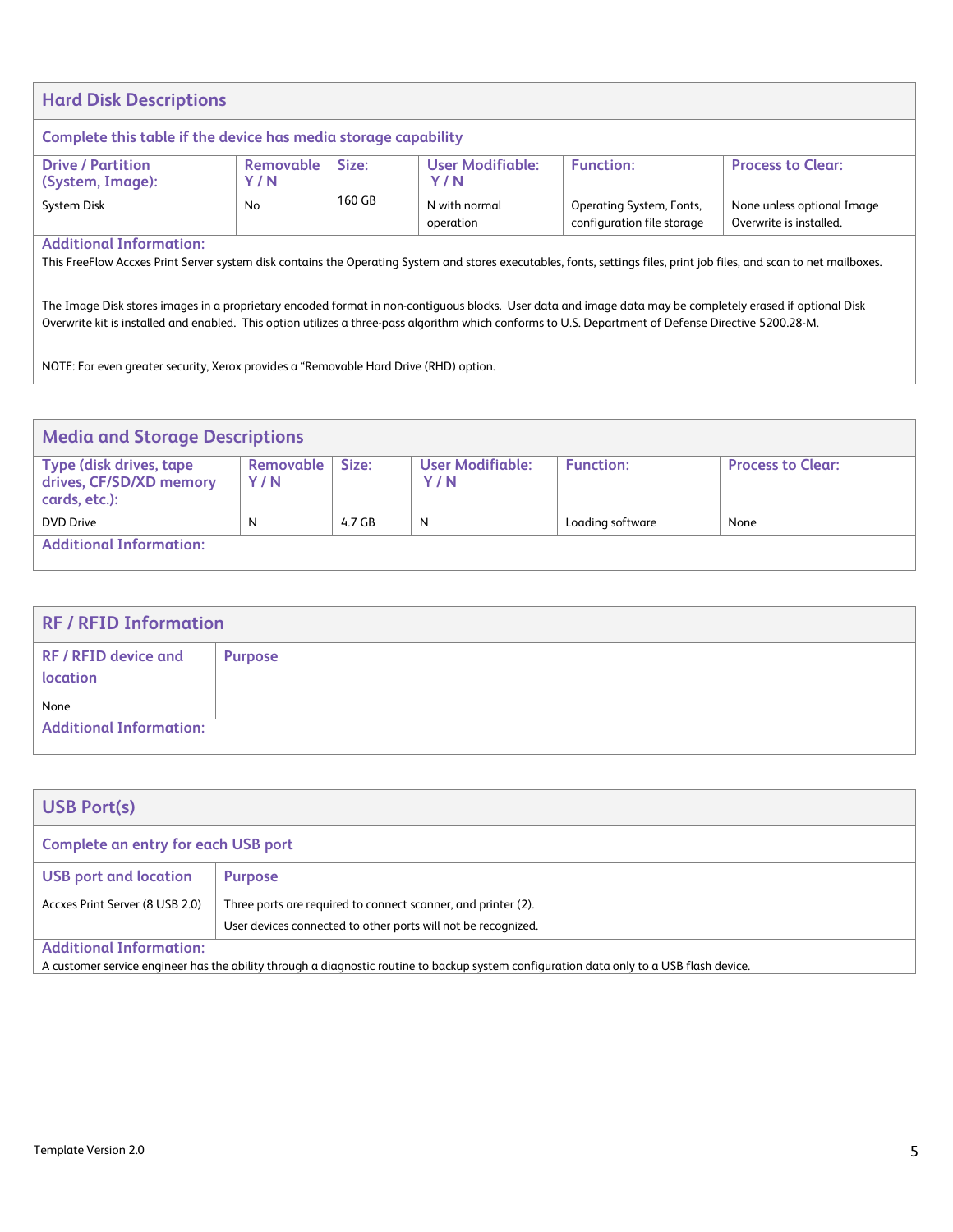## Hard Disk Descriptions

### Complete this table if the device has media storage capability

| Drive / Partition (System, Image): | Removable Y / N | Size: | User Modifiable: Y / N | Function: | Process to Clear: |
|---|---|---|---|---|---|
| System Disk | No | 160 GB | N with normal operation | Operating System, Fonts, configuration file storage | None unless optional Image Overwrite is installed. |

**Additional Information:**

This FreeFlow Accxes Print Server system disk contains the Operating System and stores executables, fonts, settings files, print job files, and scan to net mailboxes.

The Image Disk stores images in a proprietary encoded format in non-contiguous blocks. User data and image data may be completely erased if optional Disk Overwrite kit is installed and enabled. This option utilizes a three-pass algorithm which conforms to U.S. Department of Defense Directive 5200.28-M.

NOTE: For even greater security, Xerox provides a "Removable Hard Drive (RHD) option.

## Media and Storage Descriptions

| Type (disk drives, tape drives, CF/SD/XD memory cards, etc.): | Removable Y / N | Size: | User Modifiable: Y / N | Function: | Process to Clear: |
|---|---|---|---|---|---|
| DVD Drive | N | 4.7 GB | N | Loading software | None |

**Additional Information:**

## RF / RFID Information

| RF / RFID device and location | Purpose |
|---|---|
| None | |

**Additional Information:**

## USB Port(s)

### Complete an entry for each USB port

| USB port and location | Purpose |
|---|---|
| Accxes Print Server (8 USB 2.0) | Three ports are required to connect scanner, and printer (2).<br>User devices connected to other ports will not be recognized. |

**Additional Information:**

A customer service engineer has the ability through a diagnostic routine to backup system configuration data only to a USB flash device.

Template Version 2.0